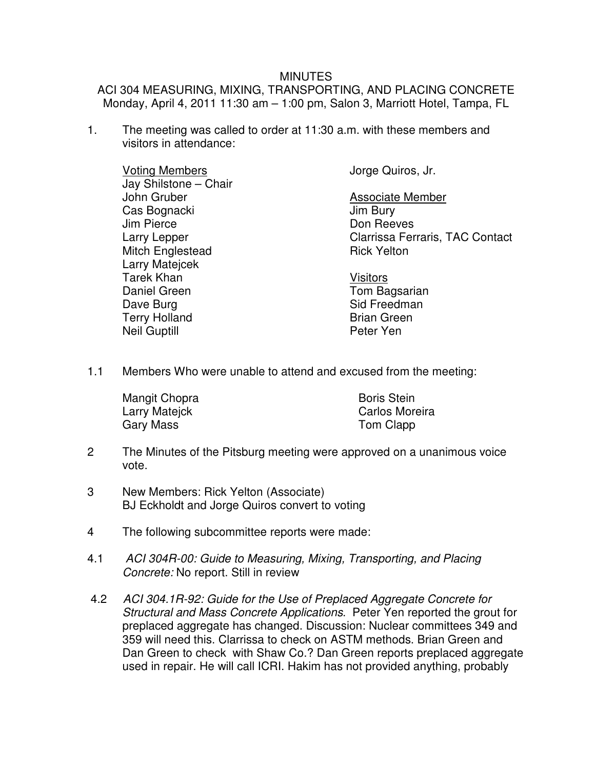MINUTES

ACI 304 MEASURING, MIXING, TRANSPORTING, AND PLACING CONCRETE

Monday, April 4, 2011 11:30 am – 1:00 pm, Salon 3, Marriott Hotel, Tampa, FL

1. The meeting was called to order at 11:30 a.m. with these members and visitors in attendance:

<u>Voting Members</u>
Jay Shilstone – Chair
John Gruber
Cas Bognacki
Jim Pierce
Larry Lepper
Mitch Englestead
Larry Matejcek
Tarek Khan
Daniel Green
Dave Burg
Terry Holland
Neil Guptill
Jorge Quiros, Jr.

<u>Associate Member</u>
Jim Bury
Don Reeves
Clarrissa Ferraris, TAC Contact
Rick Yelton

<u>Visitors</u>
Tom Bagsarian
Sid Freedman
Brian Green
Peter Yen

1.1 Members Who were unable to attend and excused from the meeting:

Mangit Chopra
Larry Matejck
Gary Mass
Boris Stein
Carlos Moreira
Tom Clapp

2 The Minutes of the Pitsburg meeting were approved on a unanimous voice vote.

3 New Members: Rick Yelton (Associate)
BJ Eckholdt and Jorge Quiros convert to voting

4 The following subcommittee reports were made:

4.1 *ACI 304R-00: Guide to Measuring, Mixing, Transporting, and Placing Concrete:* No report. Still in review

4.2 *ACI 304.1R-92: Guide for the Use of Preplaced Aggregate Concrete for Structural and Mass Concrete Applications*. Peter Yen reported the grout for preplaced aggregate has changed. Discussion: Nuclear committees 349 and 359 will need this. Clarrissa to check on ASTM methods. Brian Green and Dan Green to check with Shaw Co.? Dan Green reports preplaced aggregate used in repair. He will call ICRI. Hakim has not provided anything, probably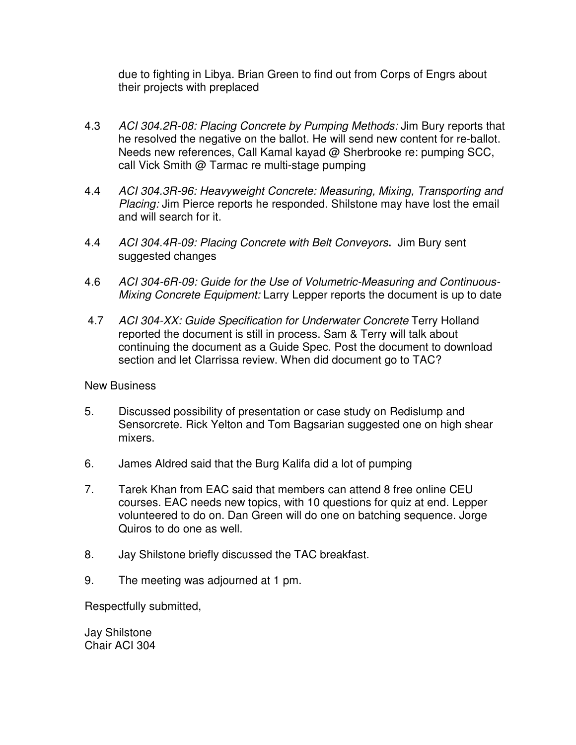due to fighting in Libya. Brian Green to find out from Corps of Engrs about their projects with preplaced

4.3 *ACI 304.2R-08: Placing Concrete by Pumping Methods:* Jim Bury reports that he resolved the negative on the ballot. He will send new content for re-ballot. Needs new references, Call Kamal kayad @ Sherbrooke re: pumping SCC, call Vick Smith @ Tarmac re multi-stage pumping

4.4 *ACI 304.3R-96: Heavyweight Concrete: Measuring, Mixing, Transporting and Placing:* Jim Pierce reports he responded. Shilstone may have lost the email and will search for it.

4.4 *ACI 304.4R-09: Placing Concrete with Belt Conveyors***.** Jim Bury sent suggested changes

4.6 *ACI 304-6R-09: Guide for the Use of Volumetric-Measuring and Continuous-Mixing Concrete Equipment:* Larry Lepper reports the document is up to date

4.7 *ACI 304-XX: Guide Specification for Underwater Concrete* Terry Holland reported the document is still in process. Sam & Terry will talk about continuing the document as a Guide Spec. Post the document to download section and let Clarrissa review. When did document go to TAC?

New Business

5. Discussed possibility of presentation or case study on Redislump and Sensorcrete. Rick Yelton and Tom Bagsarian suggested one on high shear mixers.

6. James Aldred said that the Burg Kalifa did a lot of pumping

7. Tarek Khan from EAC said that members can attend 8 free online CEU courses. EAC needs new topics, with 10 questions for quiz at end. Lepper volunteered to do on. Dan Green will do one on batching sequence. Jorge Quiros to do one as well.

8. Jay Shilstone briefly discussed the TAC breakfast.

9. The meeting was adjourned at 1 pm.

Respectfully submitted,

Jay Shilstone
Chair ACI 304